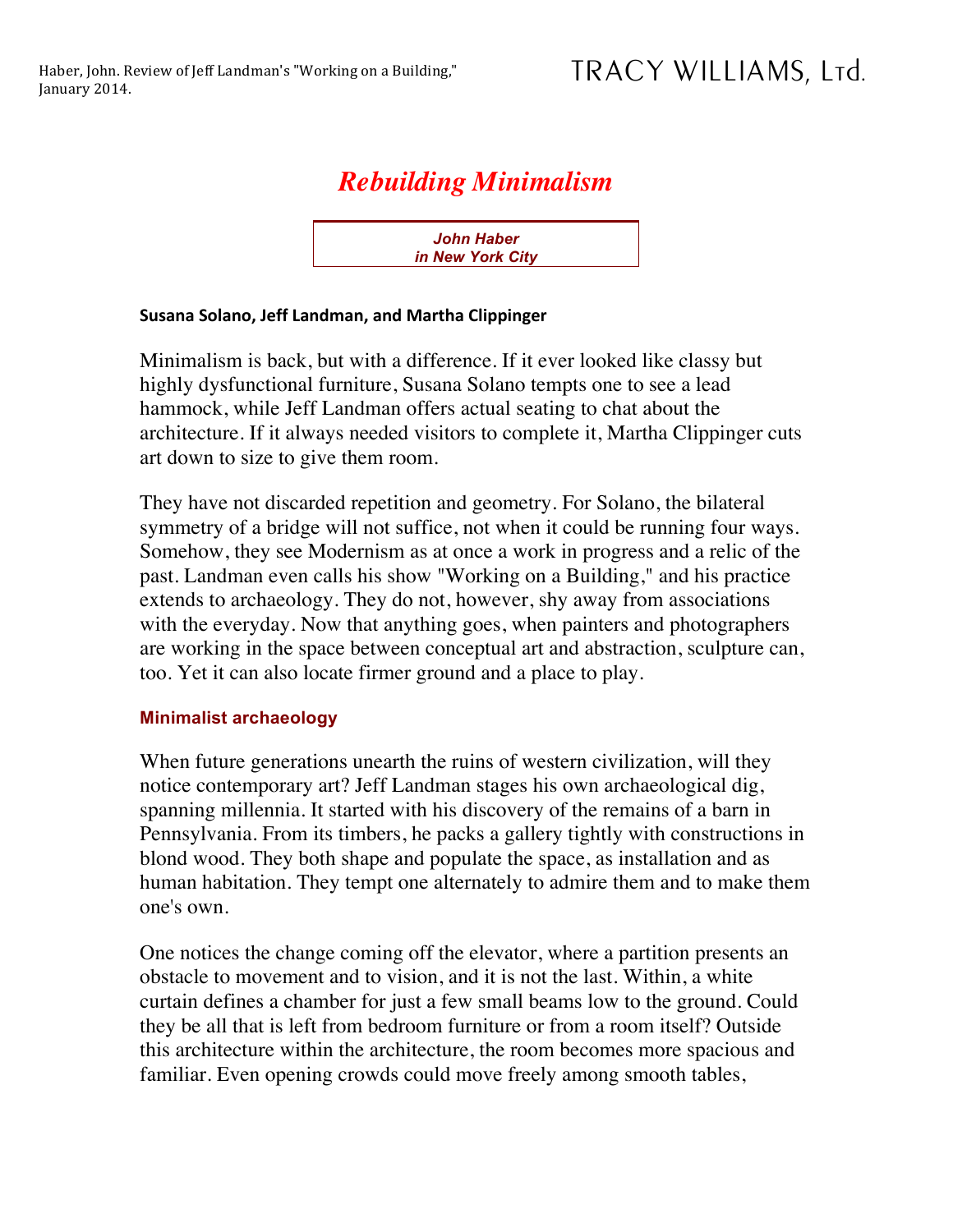Haber, John. Review of Jeff Landman's "Working on a Building," January 2014.

TRACY WILLIAMS, Ltd.

# *Rebuilding Minimalism*

***John Haber***
***in New York City***

**Susana Solano, Jeff Landman, and Martha Clippinger**

Minimalism is back, but with a difference. If it ever looked like classy but highly dysfunctional furniture, Susana Solano tempts one to see a lead hammock, while Jeff Landman offers actual seating to chat about the architecture. If it always needed visitors to complete it, Martha Clippinger cuts art down to size to give them room.

They have not discarded repetition and geometry. For Solano, the bilateral symmetry of a bridge will not suffice, not when it could be running four ways. Somehow, they see Modernism as at once a work in progress and a relic of the past. Landman even calls his show "Working on a Building," and his practice extends to archaeology. They do not, however, shy away from associations with the everyday. Now that anything goes, when painters and photographers are working in the space between conceptual art and abstraction, sculpture can, too. Yet it can also locate firmer ground and a place to play.

## Minimalist archaeology

When future generations unearth the ruins of western civilization, will they notice contemporary art? Jeff Landman stages his own archaeological dig, spanning millennia. It started with his discovery of the remains of a barn in Pennsylvania. From its timbers, he packs a gallery tightly with constructions in blond wood. They both shape and populate the space, as installation and as human habitation. They tempt one alternately to admire them and to make them one's own.

One notices the change coming off the elevator, where a partition presents an obstacle to movement and to vision, and it is not the last. Within, a white curtain defines a chamber for just a few small beams low to the ground. Could they be all that is left from bedroom furniture or from a room itself? Outside this architecture within the architecture, the room becomes more spacious and familiar. Even opening crowds could move freely among smooth tables,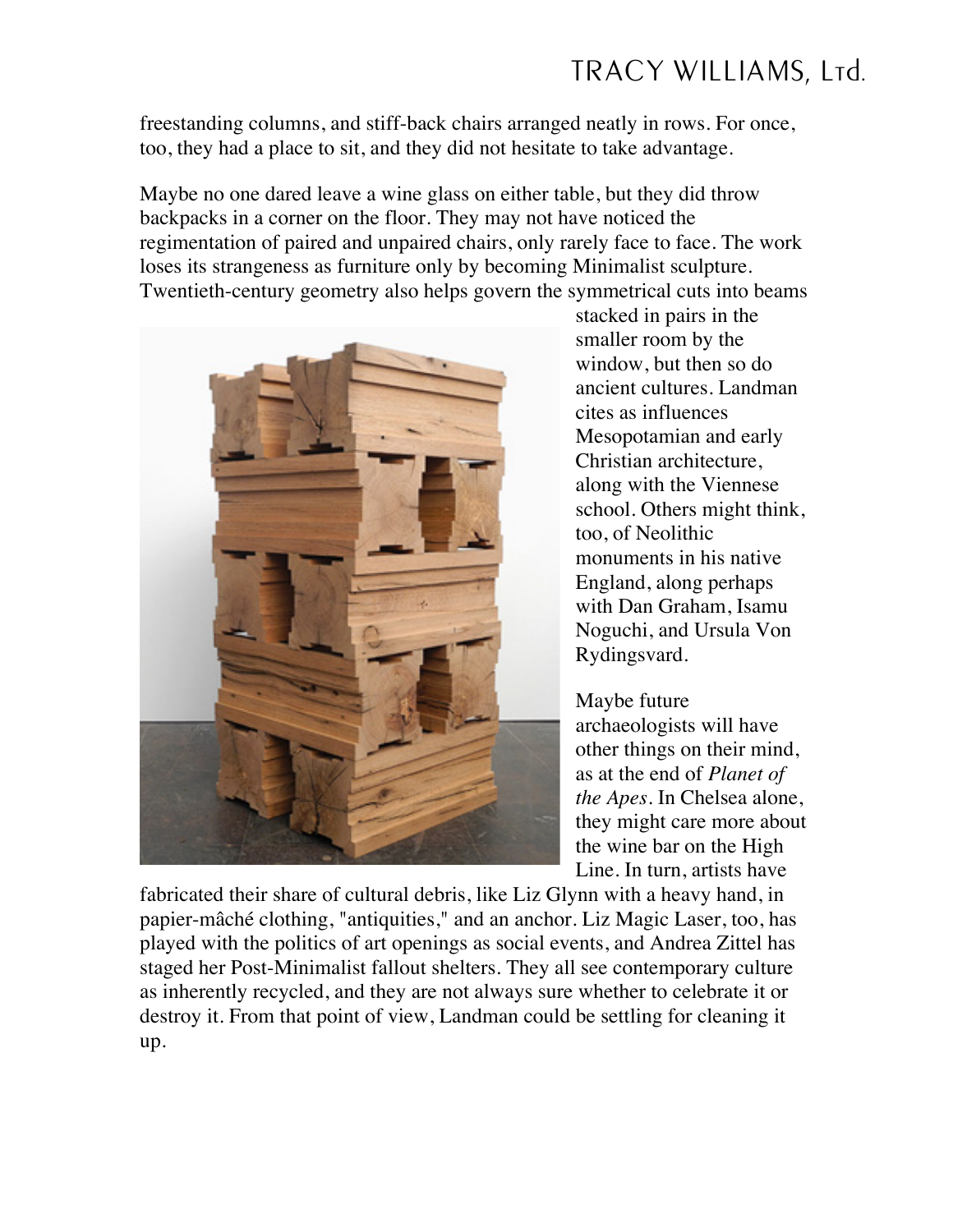freestanding columns, and stiff-back chairs arranged neatly in rows. For once, too, they had a place to sit, and they did not hesitate to take advantage.

Maybe no one dared leave a wine glass on either table, but they did throw backpacks in a corner on the floor. They may not have noticed the regimentation of paired and unpaired chairs, only rarely face to face. The work loses its strangeness as furniture only by becoming Minimalist sculpture. Twentieth-century geometry also helps govern the symmetrical cuts into beams stacked in pairs in the smaller room by the window, but then so do ancient cultures. Landman cites as influences Mesopotamian and early Christian architecture, along with the Viennese school. Others might think, too, of Neolithic monuments in his native England, along perhaps with Dan Graham, Isamu Noguchi, and Ursula Von Rydingsvard.

Maybe future archaeologists will have other things on their mind, as at the end of *Planet of the Apes*. In Chelsea alone, they might care more about the wine bar on the High Line. In turn, artists have fabricated their share of cultural debris, like Liz Glynn with a heavy hand, in papier-mâché clothing, "antiquities," and an anchor. Liz Magic Laser, too, has played with the politics of art openings as social events, and Andrea Zittel has staged her Post-Minimalist fallout shelters. They all see contemporary culture as inherently recycled, and they are not always sure whether to celebrate it or destroy it. From that point of view, Landman could be settling for cleaning it up.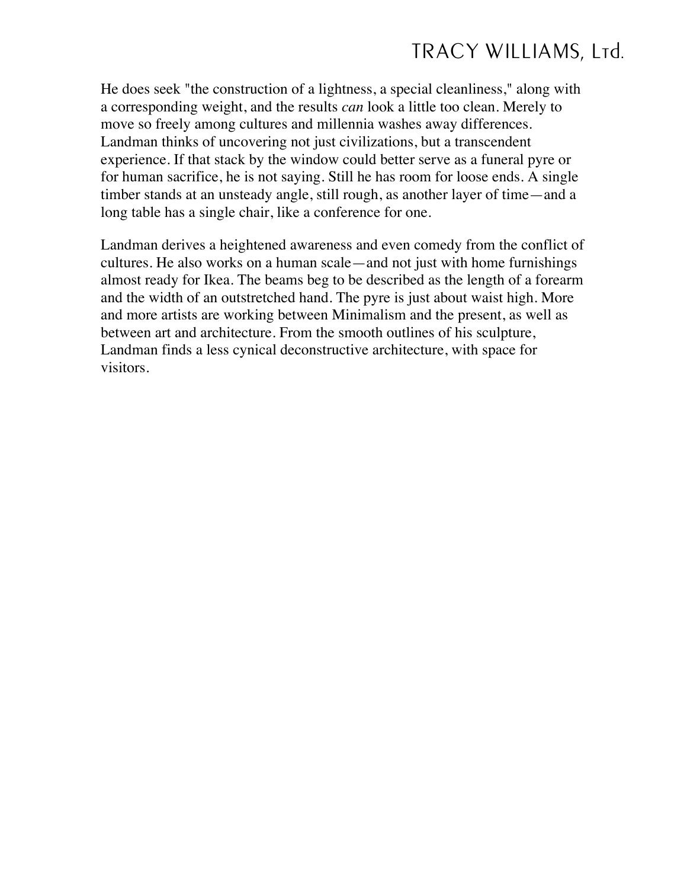He does seek "the construction of a lightness, a special cleanliness," along with a corresponding weight, and the results *can* look a little too clean. Merely to move so freely among cultures and millennia washes away differences. Landman thinks of uncovering not just civilizations, but a transcendent experience. If that stack by the window could better serve as a funeral pyre or for human sacrifice, he is not saying. Still he has room for loose ends. A single timber stands at an unsteady angle, still rough, as another layer of time—and a long table has a single chair, like a conference for one.

Landman derives a heightened awareness and even comedy from the conflict of cultures. He also works on a human scale—and not just with home furnishings almost ready for Ikea. The beams beg to be described as the length of a forearm and the width of an outstretched hand. The pyre is just about waist high. More and more artists are working between Minimalism and the present, as well as between art and architecture. From the smooth outlines of his sculpture, Landman finds a less cynical deconstructive architecture, with space for visitors.